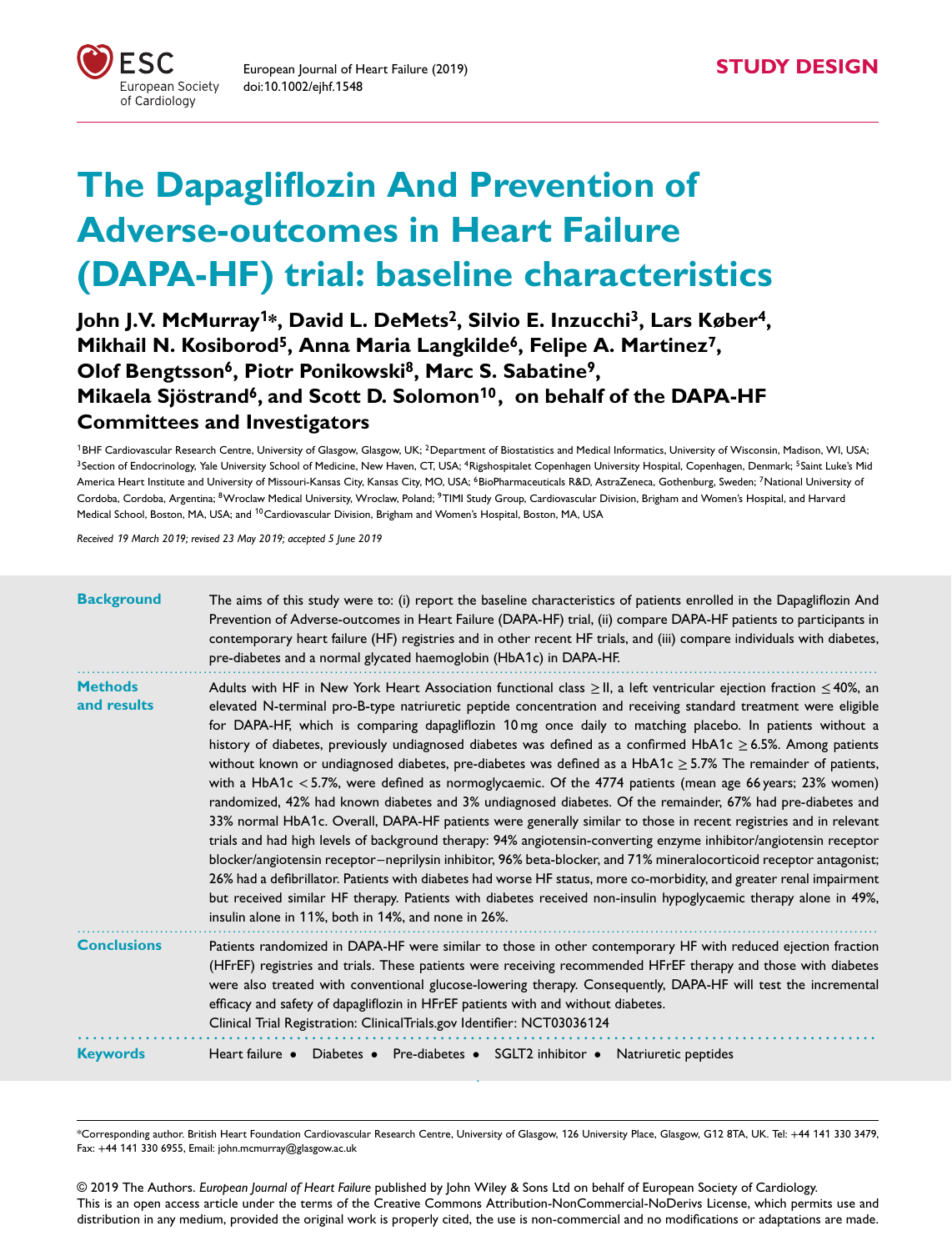STUDY DESIGN

# The Dapagliflozin And Prevention of Adverse-outcomes in Heart Failure (DAPA-HF) trial: baseline characteristics

**John J.V. McMurray[1]*, David L. DeMets[2], Silvio E. Inzucchi[3], Lars Køber[4], Mikhail N. Kosiborod[5], Anna Maria Langkilde[6], Felipe A. Martinez[7], Olof Bengtsson[6], Piotr Ponikowski[8], Marc S. Sabatine[9], Mikaela Sjöstrand[6], and Scott D. Solomon[10], on behalf of the DAPA-HF Committees and Investigators**

[1]BHF Cardiovascular Research Centre, University of Glasgow, Glasgow, UK; [2]Department of Biostatistics and Medical Informatics, University of Wisconsin, Madison, WI, USA; [3]Section of Endocrinology, Yale University School of Medicine, New Haven, CT, USA; [4]Rigshospitalet Copenhagen University Hospital, Copenhagen, Denmark; [5]Saint Luke's Mid America Heart Institute and University of Missouri-Kansas City, Kansas City, MO, USA; [6]BioPharmaceuticals R&D, AstraZeneca, Gothenburg, Sweden; [7]National University of Cordoba, Cordoba, Argentina; [8]Wroclaw Medical University, Wroclaw, Poland; [9]TIMI Study Group, Cardiovascular Division, Brigham and Women's Hospital, and Harvard Medical School, Boston, MA, USA; and [10]Cardiovascular Division, Brigham and Women's Hospital, Boston, MA, USA

*Received 19 March 2019; revised 23 May 2019; accepted 5 June 2019*

**Background** The aims of this study were to: (i) report the baseline characteristics of patients enrolled in the Dapagliflozin And Prevention of Adverse-outcomes in Heart Failure (DAPA-HF) trial, (ii) compare DAPA-HF patients to participants in contemporary heart failure (HF) registries and in other recent HF trials, and (iii) compare individuals with diabetes, pre-diabetes and a normal glycated haemoglobin (HbA1c) in DAPA-HF.

**Methods and results** Adults with HF in New York Heart Association functional class ≥II, a left ventricular ejection fraction ≤40%, an elevated N-terminal pro-B-type natriuretic peptide concentration and receiving standard treatment were eligible for DAPA-HF, which is comparing dapagliflozin 10 mg once daily to matching placebo. In patients without a history of diabetes, previously undiagnosed diabetes was defined as a confirmed HbA1c ≥6.5%. Among patients without known or undiagnosed diabetes, pre-diabetes was defined as a HbA1c ≥5.7% The remainder of patients, with a HbA1c <5.7%, were defined as normoglycaemic. Of the 4774 patients (mean age 66 years; 23% women) randomized, 42% had known diabetes and 3% undiagnosed diabetes. Of the remainder, 67% had pre-diabetes and 33% normal HbA1c. Overall, DAPA-HF patients were generally similar to those in recent registries and in relevant trials and had high levels of background therapy: 94% angiotensin-converting enzyme inhibitor/angiotensin receptor blocker/angiotensin receptor−neprilysin inhibitor, 96% beta-blocker, and 71% mineralocorticoid receptor antagonist; 26% had a defibrillator. Patients with diabetes had worse HF status, more co-morbidity, and greater renal impairment but received similar HF therapy. Patients with diabetes received non-insulin hypoglycaemic therapy alone in 49%, insulin alone in 11%, both in 14%, and none in 26%.

**Conclusions** Patients randomized in DAPA-HF were similar to those in other contemporary HF with reduced ejection fraction (HFrEF) registries and trials. These patients were receiving recommended HFrEF therapy and those with diabetes were also treated with conventional glucose-lowering therapy. Consequently, DAPA-HF will test the incremental efficacy and safety of dapagliflozin in HFrEF patients with and without diabetes.
Clinical Trial Registration: ClinicalTrials.gov Identifier: NCT03036124

**Keywords** Heart failure • Diabetes • Pre-diabetes • SGLT2 inhibitor • Natriuretic peptides

*Corresponding author. British Heart Foundation Cardiovascular Research Centre, University of Glasgow, 126 University Place, Glasgow, G12 8TA, UK. Tel: +44 141 330 3479, Fax: +44 141 330 6955, Email: john.mcmurray@glasgow.ac.uk

© 2019 The Authors. *European Journal of Heart Failure* published by John Wiley & Sons Ltd on behalf of European Society of Cardiology.
This is an open access article under the terms of the Creative Commons Attribution-NonCommercial-NoDerivs License, which permits use and distribution in any medium, provided the original work is properly cited, the use is non-commercial and no modifications or adaptations are made.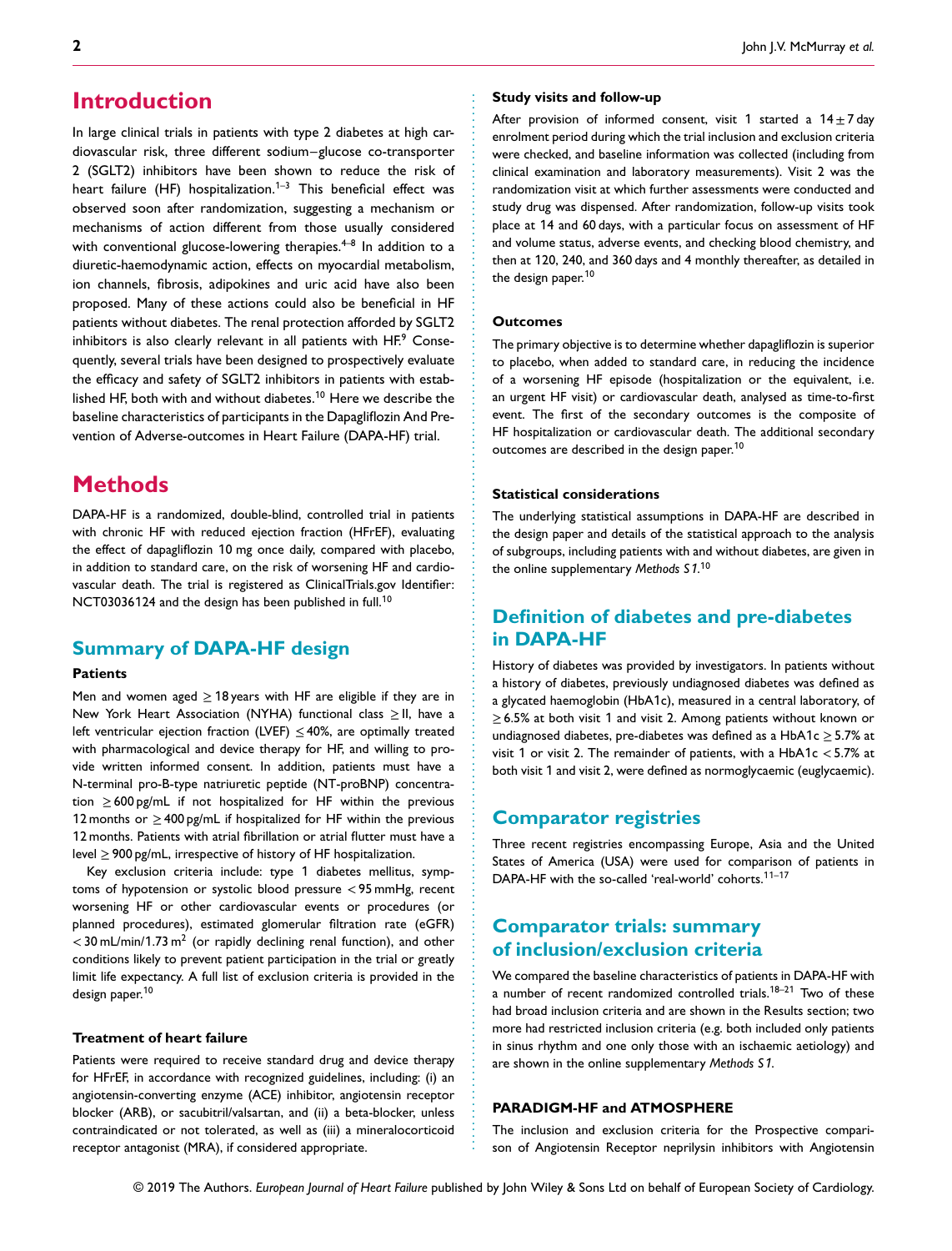# Introduction

In large clinical trials in patients with type 2 diabetes at high cardiovascular risk, three different sodium–glucose co-transporter 2 (SGLT2) inhibitors have been shown to reduce the risk of heart failure (HF) hospitalization.[1–3] This beneficial effect was observed soon after randomization, suggesting a mechanism or mechanisms of action different from those usually considered with conventional glucose-lowering therapies.[4–8] In addition to a diuretic-haemodynamic action, effects on myocardial metabolism, ion channels, fibrosis, adipokines and uric acid have also been proposed. Many of these actions could also be beneficial in HF patients without diabetes. The renal protection afforded by SGLT2 inhibitors is also clearly relevant in all patients with HF.[9] Consequently, several trials have been designed to prospectively evaluate the efficacy and safety of SGLT2 inhibitors in patients with established HF, both with and without diabetes.[10] Here we describe the baseline characteristics of participants in the Dapagliflozin And Prevention of Adverse-outcomes in Heart Failure (DAPA-HF) trial.

# Methods

DAPA-HF is a randomized, double-blind, controlled trial in patients with chronic HF with reduced ejection fraction (HFrEF), evaluating the effect of dapagliflozin 10 mg once daily, compared with placebo, in addition to standard care, on the risk of worsening HF and cardiovascular death. The trial is registered as ClinicalTrials.gov Identifier: NCT03036124 and the design has been published in full.[10]

## Summary of DAPA-HF design

### Patients

Men and women aged ≥18 years with HF are eligible if they are in New York Heart Association (NYHA) functional class ≥II, have a left ventricular ejection fraction (LVEF) ≤40%, are optimally treated with pharmacological and device therapy for HF, and willing to provide written informed consent. In addition, patients must have a N-terminal pro-B-type natriuretic peptide (NT-proBNP) concentration ≥600 pg/mL if not hospitalized for HF within the previous 12 months or ≥400 pg/mL if hospitalized for HF within the previous 12 months. Patients with atrial fibrillation or atrial flutter must have a level ≥900 pg/mL, irrespective of history of HF hospitalization.

Key exclusion criteria include: type 1 diabetes mellitus, symptoms of hypotension or systolic blood pressure <95 mmHg, recent worsening HF or other cardiovascular events or procedures (or planned procedures), estimated glomerular filtration rate (eGFR) <30 mL/min/1.73 $m^2$ (or rapidly declining renal function), and other conditions likely to prevent patient participation in the trial or greatly limit life expectancy. A full list of exclusion criteria is provided in the design paper.[10]

### Treatment of heart failure

Patients were required to receive standard drug and device therapy for HFrEF, in accordance with recognized guidelines, including: (i) an angiotensin-converting enzyme (ACE) inhibitor, angiotensin receptor blocker (ARB), or sacubitril/valsartan, and (ii) a beta-blocker, unless contraindicated or not tolerated, as well as (iii) a mineralocorticoid receptor antagonist (MRA), if considered appropriate.

### Study visits and follow-up

After provision of informed consent, visit 1 started a 14 ± 7 day enrolment period during which the trial inclusion and exclusion criteria were checked, and baseline information was collected (including from clinical examination and laboratory measurements). Visit 2 was the randomization visit at which further assessments were conducted and study drug was dispensed. After randomization, follow-up visits took place at 14 and 60 days, with a particular focus on assessment of HF and volume status, adverse events, and checking blood chemistry, and then at 120, 240, and 360 days and 4 monthly thereafter, as detailed in the design paper.[10]

### Outcomes

The primary objective is to determine whether dapagliflozin is superior to placebo, when added to standard care, in reducing the incidence of a worsening HF episode (hospitalization or the equivalent, i.e. an urgent HF visit) or cardiovascular death, analysed as time-to-first event. The first of the secondary outcomes is the composite of HF hospitalization or cardiovascular death. The additional secondary outcomes are described in the design paper.[10]

### Statistical considerations

The underlying statistical assumptions in DAPA-HF are described in the design paper and details of the statistical approach to the analysis of subgroups, including patients with and without diabetes, are given in the online supplementary *Methods S1*.[10]

## Definition of diabetes and pre-diabetes in DAPA-HF

History of diabetes was provided by investigators. In patients without a history of diabetes, previously undiagnosed diabetes was defined as a glycated haemoglobin (HbA1c), measured in a central laboratory, of ≥6.5% at both visit 1 and visit 2. Among patients without known or undiagnosed diabetes, pre-diabetes was defined as a HbA1c ≥5.7% at visit 1 or visit 2. The remainder of patients, with a HbA1c <5.7% at both visit 1 and visit 2, were defined as normoglycaemic (euglycaemic).

## Comparator registries

Three recent registries encompassing Europe, Asia and the United States of America (USA) were used for comparison of patients in DAPA-HF with the so-called 'real-world' cohorts.[11–17]

## Comparator trials: summary of inclusion/exclusion criteria

We compared the baseline characteristics of patients in DAPA-HF with a number of recent randomized controlled trials.[18–21] Two of these had broad inclusion criteria and are shown in the Results section; two more had restricted inclusion criteria (e.g. both included only patients in sinus rhythm and one only those with an ischaemic aetiology) and are shown in the online supplementary *Methods S1*.

### PARADIGM-HF and ATMOSPHERE

The inclusion and exclusion criteria for the Prospective comparison of Angiotensin Receptor neprilysin inhibitors with Angiotensin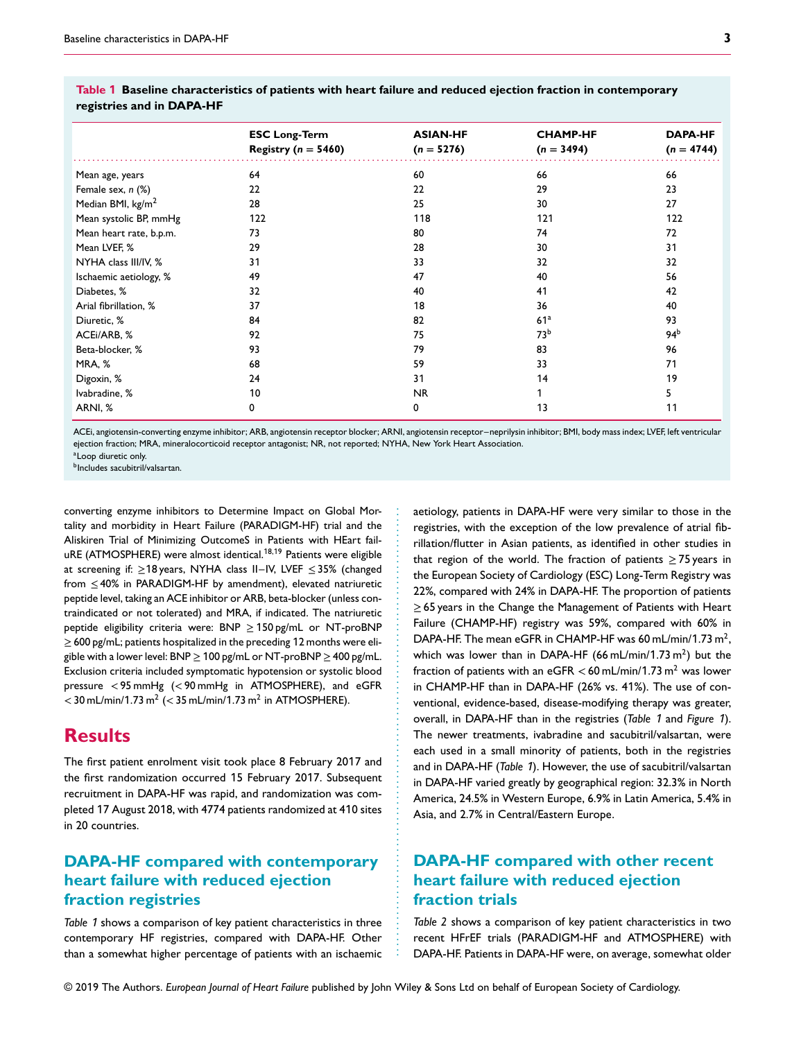**Table 1 Baseline characteristics of patients with heart failure and reduced ejection fraction in contemporary registries and in DAPA-HF**

| | ESC Long-Term Registry (*n* = 5460) | ASIAN-HF (*n* = 5276) | CHAMP-HF (*n* = 3494) | DAPA-HF (*n* = 4744) |
|---|---|---|---|---|
| Mean age, years | 64 | 60 | 66 | 66 |
| Female sex, *n* (%) | 22 | 22 | 29 | 23 |
| Median BMI, kg/m$^2$ | 28 | 25 | 30 | 27 |
| Mean systolic BP, mmHg | 122 | 118 | 121 | 122 |
| Mean heart rate, b.p.m. | 73 | 80 | 74 | 72 |
| Mean LVEF, % | 29 | 28 | 30 | 31 |
| NYHA class III/IV, % | 31 | 33 | 32 | 32 |
| Ischaemic aetiology, % | 49 | 47 | 40 | 56 |
| Diabetes, % | 32 | 40 | 41 | 42 |
| Arial fibrillation, % | 37 | 18 | 36 | 40 |
| Diuretic, % | 84 | 82 | 61[a] | 93 |
| ACEi/ARB, % | 92 | 75 | 73[b] | 94[b] |
| Beta-blocker, % | 93 | 79 | 83 | 96 |
| MRA, % | 68 | 59 | 33 | 71 |
| Digoxin, % | 24 | 31 | 14 | 19 |
| Ivabradine, % | 10 | NR | 1 | 5 |
| ARNI, % | 0 | 0 | 13 | 11 |

ACEi, angiotensin-converting enzyme inhibitor; ARB, angiotensin receptor blocker; ARNI, angiotensin receptor–neprilysin inhibitor; BMI, body mass index; LVEF, left ventricular ejection fraction; MRA, mineralocorticoid receptor antagonist; NR, not reported; NYHA, New York Heart Association.
[a]Loop diuretic only.
[b]Includes sacubitril/valsartan.

converting enzyme inhibitors to Determine Impact on Global Mortality and morbidity in Heart Failure (PARADIGM-HF) trial and the Aliskiren Trial of Minimizing OutcomeS in Patients with HEart failuRE (ATMOSPHERE) were almost identical.[18,19] Patients were eligible at screening if: ≥18 years, NYHA class II–IV, LVEF ≤35% (changed from ≤40% in PARADIGM-HF by amendment), elevated natriuretic peptide level, taking an ACE inhibitor or ARB, beta-blocker (unless contraindicated or not tolerated) and MRA, if indicated. The natriuretic peptide eligibility criteria were: BNP ≥150 pg/mL or NT-proBNP ≥600 pg/mL; patients hospitalized in the preceding 12 months were eligible with a lower level: BNP ≥100 pg/mL or NT-proBNP ≥400 pg/mL. Exclusion criteria included symptomatic hypotension or systolic blood pressure <95 mmHg (<90 mmHg in ATMOSPHERE), and eGFR <30 mL/min/1.73 m$^2$ (<35 mL/min/1.73 m$^2$ in ATMOSPHERE).

# Results

The first patient enrolment visit took place 8 February 2017 and the first randomization occurred 15 February 2017. Subsequent recruitment in DAPA-HF was rapid, and randomization was completed 17 August 2018, with 4774 patients randomized at 410 sites in 20 countries.

## DAPA-HF compared with contemporary heart failure with reduced ejection fraction registries

*Table 1* shows a comparison of key patient characteristics in three contemporary HF registries, compared with DAPA-HF. Other than a somewhat higher percentage of patients with an ischaemic aetiology, patients in DAPA-HF were very similar to those in the registries, with the exception of the low prevalence of atrial fibrillation/flutter in Asian patients, as identified in other studies in that region of the world. The fraction of patients ≥75 years in the European Society of Cardiology (ESC) Long-Term Registry was 22%, compared with 24% in DAPA-HF. The proportion of patients ≥65 years in the Change the Management of Patients with Heart Failure (CHAMP-HF) registry was 59%, compared with 60% in DAPA-HF. The mean eGFR in CHAMP-HF was 60 mL/min/1.73 m$^2$, which was lower than in DAPA-HF (66 mL/min/1.73 m$^2$) but the fraction of patients with an eGFR <60 mL/min/1.73 m$^2$ was lower in CHAMP-HF than in DAPA-HF (26% vs. 41%). The use of conventional, evidence-based, disease-modifying therapy was greater, overall, in DAPA-HF than in the registries (*Table 1* and *Figure 1*). The newer treatments, ivabradine and sacubitril/valsartan, were each used in a small minority of patients, both in the registries and in DAPA-HF (*Table 1*). However, the use of sacubitril/valsartan in DAPA-HF varied greatly by geographical region: 32.3% in North America, 24.5% in Western Europe, 6.9% in Latin America, 5.4% in Asia, and 2.7% in Central/Eastern Europe.

## DAPA-HF compared with other recent heart failure with reduced ejection fraction trials

*Table 2* shows a comparison of key patient characteristics in two recent HFrEF trials (PARADIGM-HF and ATMOSPHERE) with DAPA-HF. Patients in DAPA-HF were, on average, somewhat older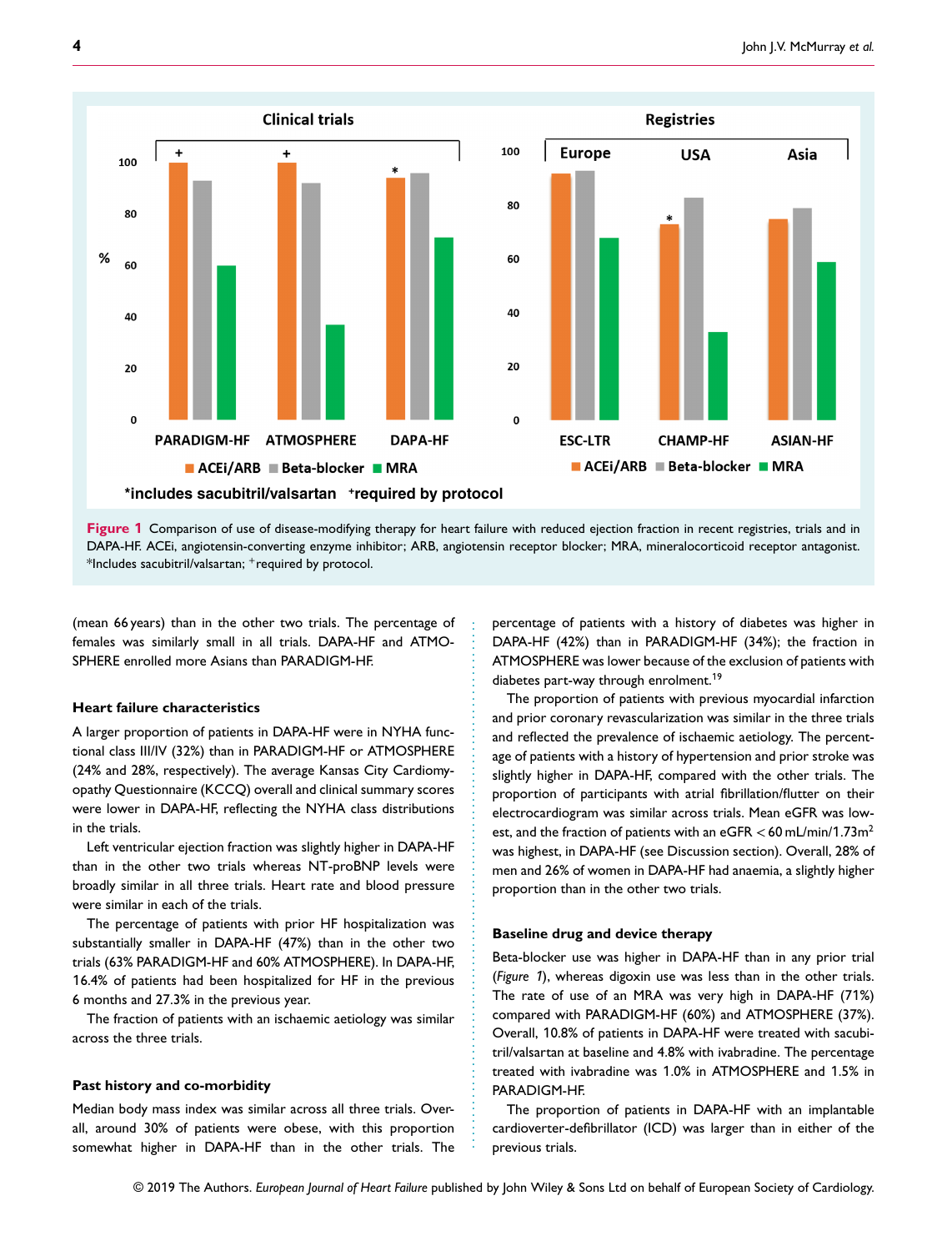Figure 1 Comparison of use of disease-modifying therapy for heart failure with reduced ejection fraction in recent registries, trials and in DAPA-HF. ACEi, angiotensin-converting enzyme inhibitor; ARB, angiotensin receptor blocker; MRA, mineralocorticoid receptor antagonist. *Includes sacubitril/valsartan; +required by protocol.

(mean 66 years) than in the other two trials. The percentage of females was similarly small in all trials. DAPA-HF and ATMOSPHERE enrolled more Asians than PARADIGM-HF.

### Heart failure characteristics

A larger proportion of patients in DAPA-HF were in NYHA functional class III/IV (32%) than in PARADIGM-HF or ATMOSPHERE (24% and 28%, respectively). The average Kansas City Cardiomyopathy Questionnaire (KCCQ) overall and clinical summary scores were lower in DAPA-HF, reflecting the NYHA class distributions in the trials.

Left ventricular ejection fraction was slightly higher in DAPA-HF than in the other two trials whereas NT-proBNP levels were broadly similar in all three trials. Heart rate and blood pressure were similar in each of the trials.

The percentage of patients with prior HF hospitalization was substantially smaller in DAPA-HF (47%) than in the other two trials (63% PARADIGM-HF and 60% ATMOSPHERE). In DAPA-HF, 16.4% of patients had been hospitalized for HF in the previous 6 months and 27.3% in the previous year.

The fraction of patients with an ischaemic aetiology was similar across the three trials.

### Past history and co-morbidity

Median body mass index was similar across all three trials. Overall, around 30% of patients were obese, with this proportion somewhat higher in DAPA-HF than in the other trials. The percentage of patients with a history of diabetes was higher in DAPA-HF (42%) than in PARADIGM-HF (34%); the fraction in ATMOSPHERE was lower because of the exclusion of patients with diabetes part-way through enrolment.[19]

The proportion of patients with previous myocardial infarction and prior coronary revascularization was similar in the three trials and reflected the prevalence of ischaemic aetiology. The percentage of patients with a history of hypertension and prior stroke was slightly higher in DAPA-HF, compared with the other trials. The proportion of participants with atrial fibrillation/flutter on their electrocardiogram was similar across trials. Mean eGFR was lowest, and the fraction of patients with an eGFR < 60 mL/min/1.73m$^2$ was highest, in DAPA-HF (see Discussion section). Overall, 28% of men and 26% of women in DAPA-HF had anaemia, a slightly higher proportion than in the other two trials.

### Baseline drug and device therapy

Beta-blocker use was higher in DAPA-HF than in any prior trial (*Figure 1*), whereas digoxin use was less than in the other trials. The rate of use of an MRA was very high in DAPA-HF (71%) compared with PARADIGM-HF (60%) and ATMOSPHERE (37%). Overall, 10.8% of patients in DAPA-HF were treated with sacubitril/valsartan at baseline and 4.8% with ivabradine. The percentage treated with ivabradine was 1.0% in ATMOSPHERE and 1.5% in PARADIGM-HF.

The proportion of patients in DAPA-HF with an implantable cardioverter-defibrillator (ICD) was larger than in either of the previous trials.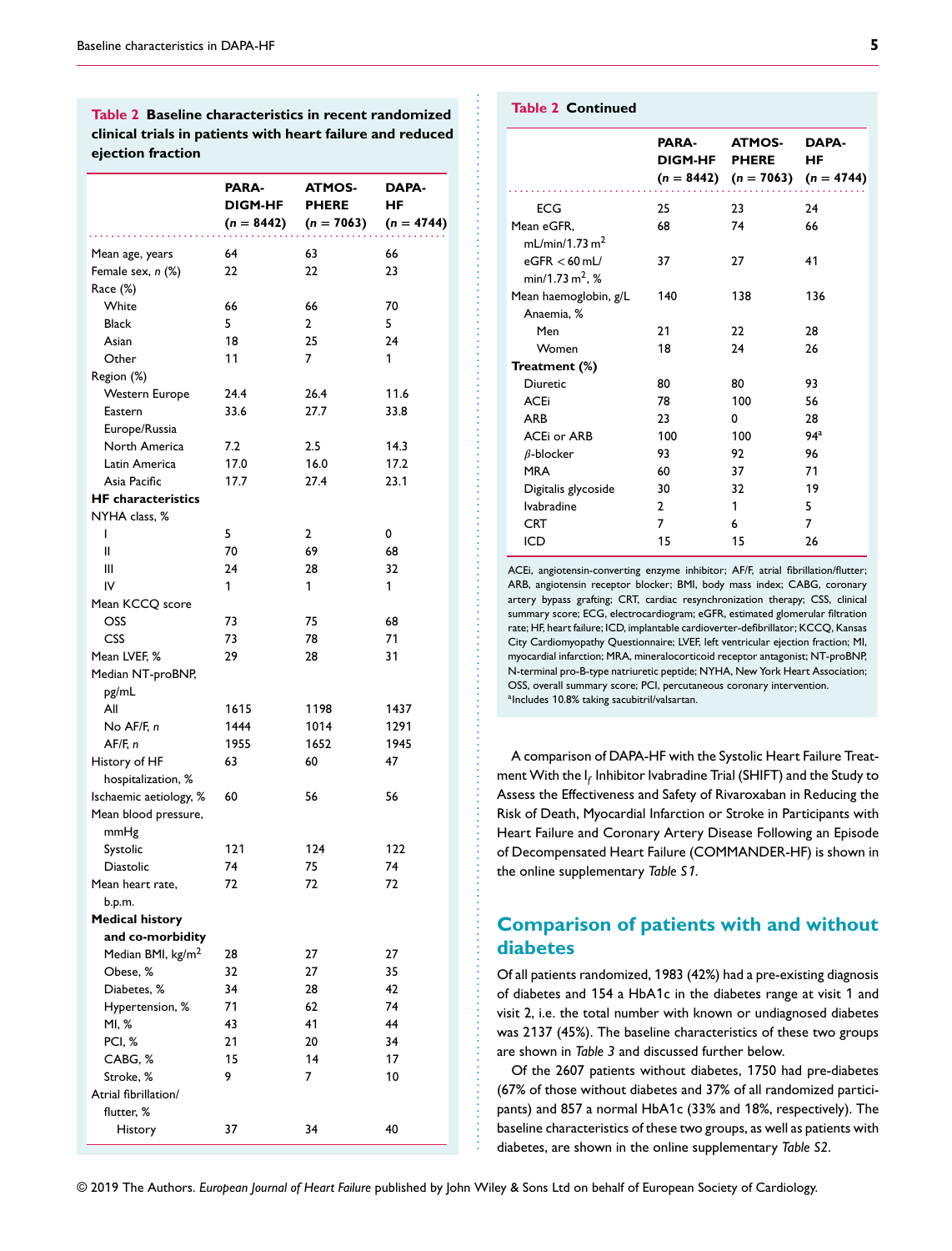**Table 2 Baseline characteristics in recent randomized clinical trials in patients with heart failure and reduced ejection fraction**

| | PARADIGM-HF (n = 8442) | ATMOSPHERE (n = 7063) | DAPA-HF (n = 4744) |
|---|---|---|---|
| Mean age, years | 64 | 63 | 66 |
| Female sex, n (%) | 22 | 22 | 23 |
| Race (%) | | | |
| White | 66 | 66 | 70 |
| Black | 5 | 2 | 5 |
| Asian | 18 | 25 | 24 |
| Other | 11 | 7 | 1 |
| Region (%) | | | |
| Western Europe | 24.4 | 26.4 | 11.6 |
| Eastern Europe/Russia | 33.6 | 27.7 | 33.8 |
| North America | 7.2 | 2.5 | 14.3 |
| Latin America | 17.0 | 16.0 | 17.2 |
| Asia Pacific | 17.7 | 27.4 | 23.1 |
| **HF characteristics** | | | |
| NYHA class, % | | | |
| I | 5 | 2 | 0 |
| II | 70 | 69 | 68 |
| III | 24 | 28 | 32 |
| IV | 1 | 1 | 1 |
| Mean KCCQ score | | | |
| OSS | 73 | 75 | 68 |
| CSS | 73 | 78 | 71 |
| Mean LVEF, % | 29 | 28 | 31 |
| Median NT-proBNP, pg/mL | | | |
| All | 1615 | 1198 | 1437 |
| No AF/F, n | 1444 | 1014 | 1291 |
| AF/F, n | 1955 | 1652 | 1945 |
| History of HF hospitalization, % | 63 | 60 | 47 |
| Ischaemic aetiology, % | 60 | 56 | 56 |
| Mean blood pressure, mmHg | | | |
| Systolic | 121 | 124 | 122 |
| Diastolic | 74 | 75 | 74 |
| Mean heart rate, b.p.m. | 72 | 72 | 72 |
| **Medical history and co-morbidity** | | | |
| Median BMI, kg/m$^2$ | 28 | 27 | 27 |
| Obese, % | 32 | 27 | 35 |
| Diabetes, % | 34 | 28 | 42 |
| Hypertension, % | 71 | 62 | 74 |
| MI, % | 43 | 41 | 44 |
| PCI, % | 21 | 20 | 34 |
| CABG, % | 15 | 14 | 17 |
| Stroke, % | 9 | 7 | 10 |
| Atrial fibrillation/flutter, % | | | |
| History | 37 | 34 | 40 |
| ECG | 25 | 23 | 24 |
| Mean eGFR, mL/min/1.73 m$^2$ | 68 | 74 | 66 |
| eGFR < 60 mL/min/1.73 m$^2$, % | 37 | 27 | 41 |
| Mean haemoglobin, g/L | 140 | 138 | 136 |
| Anaemia, % | | | |
| Men | 21 | 22 | 28 |
| Women | 18 | 24 | 26 |
| **Treatment (%)** | | | |
| Diuretic | 80 | 80 | 93 |
| ACEi | 78 | 100 | 56 |
| ARB | 23 | 0 | 28 |
| ACEi or ARB | 100 | 100 | 94[a] |
| β-blocker | 93 | 92 | 96 |
| MRA | 60 | 37 | 71 |
| Digitalis glycoside | 30 | 32 | 19 |
| Ivabradine | 2 | 1 | 5 |
| CRT | 7 | 6 | 7 |
| ICD | 15 | 15 | 26 |

ACEi, angiotensin-converting enzyme inhibitor; AF/F, atrial fibrillation/flutter; ARB, angiotensin receptor blocker; BMI, body mass index; CABG, coronary artery bypass grafting; CRT, cardiac resynchronization therapy; CSS, clinical summary score; ECG, electrocardiogram; eGFR, estimated glomerular filtration rate; HF, heart failure; ICD, implantable cardioverter-defibrillator; KCCQ, Kansas City Cardiomyopathy Questionnaire; LVEF, left ventricular ejection fraction; MI, myocardial infarction; MRA, mineralocorticoid receptor antagonist; NT-proBNP, N-terminal pro-B-type natriuretic peptide; NYHA, New York Heart Association; OSS, overall summary score; PCI, percutaneous coronary intervention.
[a]Includes 10.8% taking sacubitril/valsartan.

A comparison of DAPA-HF with the Systolic Heart Failure Treatment With the $I_f$ Inhibitor Ivabradine Trial (SHIFT) and the Study to Assess the Effectiveness and Safety of Rivaroxaban in Reducing the Risk of Death, Myocardial Infarction or Stroke in Participants with Heart Failure and Coronary Artery Disease Following an Episode of Decompensated Heart Failure (COMMANDER-HF) is shown in the online supplementary *Table S1*.

## Comparison of patients with and without diabetes

Of all patients randomized, 1983 (42%) had a pre-existing diagnosis of diabetes and 154 a HbA1c in the diabetes range at visit 1 and visit 2, i.e. the total number with known or undiagnosed diabetes was 2137 (45%). The baseline characteristics of these two groups are shown in *Table 3* and discussed further below.

Of the 2607 patients without diabetes, 1750 had pre-diabetes (67% of those without diabetes and 37% of all randomized participants) and 857 a normal HbA1c (33% and 18%, respectively). The baseline characteristics of these two groups, as well as patients with diabetes, are shown in the online supplementary *Table S2*.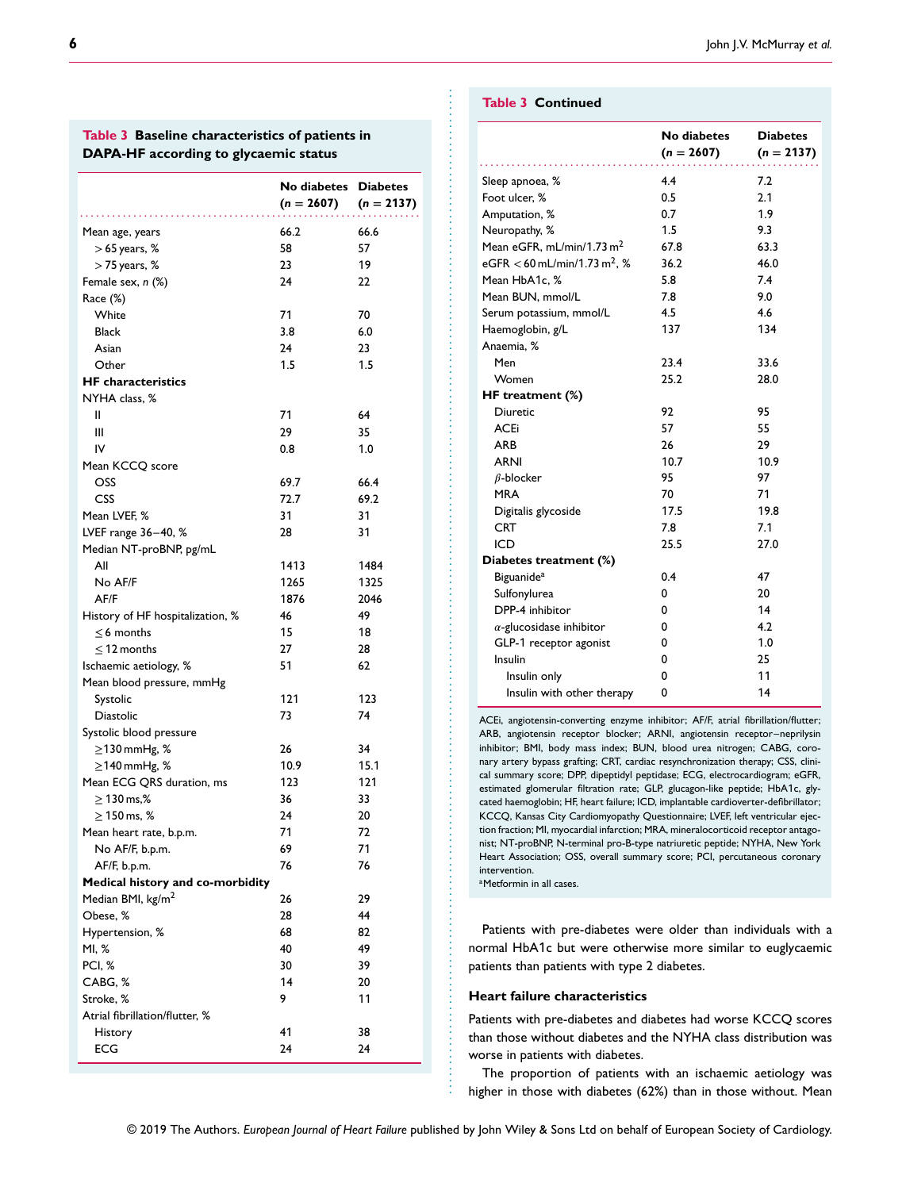**Table 3** Baseline characteristics of patients in DAPA-HF according to glycaemic status

| | No diabetes ($n = 2607$) | Diabetes ($n = 2137$) |
|---|---|---|
| Mean age, years | 66.2 | 66.6 |
| > 65 years, % | 58 | 57 |
| > 75 years, % | 23 | 19 |
| Female sex, *n* (%) | 24 | 22 |
| Race (%) | | |
| White | 71 | 70 |
| Black | 3.8 | 6.0 |
| Asian | 24 | 23 |
| Other | 1.5 | 1.5 |
| **HF characteristics** | | |
| NYHA class, % | | |
| II | 71 | 64 |
| III | 29 | 35 |
| IV | 0.8 | 1.0 |
| Mean KCCQ score | | |
| OSS | 69.7 | 66.4 |
| CSS | 72.7 | 69.2 |
| Mean LVEF, % | 31 | 31 |
| LVEF range 36–40, % | 28 | 31 |
| Median NT-proBNP, pg/mL | | |
| All | 1413 | 1484 |
| No AF/F | 1265 | 1325 |
| AF/F | 1876 | 2046 |
| History of HF hospitalization, % | 46 | 49 |
| ≤6 months | 15 | 18 |
| ≤12 months | 27 | 28 |
| Ischaemic aetiology, % | 51 | 62 |
| Mean blood pressure, mmHg | | |
| Systolic | 121 | 123 |
| Diastolic | 73 | 74 |
| Systolic blood pressure | | |
| ≥130 mmHg, % | 26 | 34 |
| ≥140 mmHg, % | 10.9 | 15.1 |
| Mean ECG QRS duration, ms | 123 | 121 |
| ≥ 130 ms,% | 36 | 33 |
| ≥ 150 ms, % | 24 | 20 |
| Mean heart rate, b.p.m. | 71 | 72 |
| No AF/F, b.p.m. | 69 | 71 |
| AF/F, b.p.m. | 76 | 76 |
| **Medical history and co-morbidity** | | |
| Median BMI, kg/m$^2$ | 26 | 29 |
| Obese, % | 28 | 44 |
| Hypertension, % | 68 | 82 |
| MI, % | 40 | 49 |
| PCI, % | 30 | 39 |
| CABG, % | 14 | 20 |
| Stroke, % | 9 | 11 |
| Atrial fibrillation/flutter, % | | |
| History | 41 | 38 |
| ECG | 24 | 24 |
| Sleep apnoea, % | 4.4 | 7.2 |
| Foot ulcer, % | 0.5 | 2.1 |
| Amputation, % | 0.7 | 1.9 |
| Neuropathy, % | 1.5 | 9.3 |
| Mean eGFR, mL/min/1.73 m$^2$ | 67.8 | 63.3 |
| eGFR < 60 mL/min/1.73 m$^2$, % | 36.2 | 46.0 |
| Mean HbA1c, % | 5.8 | 7.4 |
| Mean BUN, mmol/L | 7.8 | 9.0 |
| Serum potassium, mmol/L | 4.5 | 4.6 |
| Haemoglobin, g/L | 137 | 134 |
| Anaemia, % | | |
| Men | 23.4 | 33.6 |
| Women | 25.2 | 28.0 |
| **HF treatment (%)** | | |
| Diuretic | 92 | 95 |
| ACEi | 57 | 55 |
| ARB | 26 | 29 |
| ARNI | 10.7 | 10.9 |
| $\beta$-blocker | 95 | 97 |
| MRA | 70 | 71 |
| Digitalis glycoside | 17.5 | 19.8 |
| CRT | 7.8 | 7.1 |
| ICD | 25.5 | 27.0 |
| **Diabetes treatment (%)** | | |
| Biguanide[a] | 0.4 | 47 |
| Sulfonylurea | 0 | 20 |
| DPP-4 inhibitor | 0 | 14 |
| $\alpha$-glucosidase inhibitor | 0 | 4.2 |
| GLP-1 receptor agonist | 0 | 1.0 |
| Insulin | 0 | 25 |
| Insulin only | 0 | 11 |
| Insulin with other therapy | 0 | 14 |

ACEi, angiotensin-converting enzyme inhibitor; AF/F, atrial fibrillation/flutter; ARB, angiotensin receptor blocker; ARNI, angiotensin receptor–neprilysin inhibitor; BMI, body mass index; BUN, blood urea nitrogen; CABG, coronary artery bypass grafting; CRT, cardiac resynchronization therapy; CSS, clinical summary score; DPP, dipeptidyl peptidase; ECG, electrocardiogram; eGFR, estimated glomerular filtration rate; GLP, glucagon-like peptide; HbA1c, glycated haemoglobin; HF, heart failure; ICD, implantable cardioverter-defibrillator; KCCQ, Kansas City Cardiomyopathy Questionnaire; LVEF, left ventricular ejection fraction; MI, myocardial infarction; MRA, mineralocorticoid receptor antagonist; NT-proBNP, N-terminal pro-B-type natriuretic peptide; NYHA, New York Heart Association; OSS, overall summary score; PCI, percutaneous coronary intervention.
[a]Metformin in all cases.

Patients with pre-diabetes were older than individuals with a normal HbA1c but were otherwise more similar to euglycaemic patients than patients with type 2 diabetes.

### Heart failure characteristics

Patients with pre-diabetes and diabetes had worse KCCQ scores than those without diabetes and the NYHA class distribution was worse in patients with diabetes.

The proportion of patients with an ischaemic aetiology was higher in those with diabetes (62%) than in those without. Mean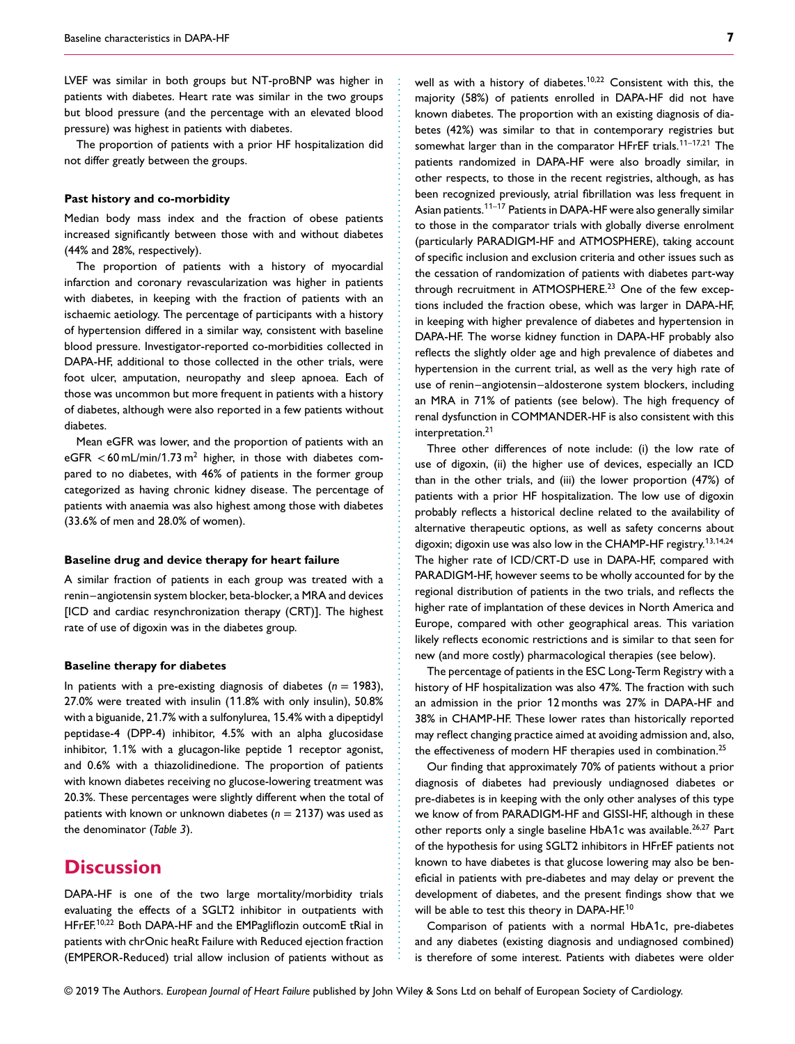LVEF was similar in both groups but NT-proBNP was higher in patients with diabetes. Heart rate was similar in the two groups but blood pressure (and the percentage with an elevated blood pressure) was highest in patients with diabetes.

The proportion of patients with a prior HF hospitalization did not differ greatly between the groups.

### Past history and co-morbidity

Median body mass index and the fraction of obese patients increased significantly between those with and without diabetes (44% and 28%, respectively).

The proportion of patients with a history of myocardial infarction and coronary revascularization was higher in patients with diabetes, in keeping with the fraction of patients with an ischaemic aetiology. The percentage of participants with a history of hypertension differed in a similar way, consistent with baseline blood pressure. Investigator-reported co-morbidities collected in DAPA-HF, additional to those collected in the other trials, were foot ulcer, amputation, neuropathy and sleep apnoea. Each of those was uncommon but more frequent in patients with a history of diabetes, although were also reported in a few patients without diabetes.

Mean eGFR was lower, and the proportion of patients with an eGFR $< 60\,\text{mL/min/1.73}\,\text{m}^2$ higher, in those with diabetes compared to no diabetes, with 46% of patients in the former group categorized as having chronic kidney disease. The percentage of patients with anaemia was also highest among those with diabetes (33.6% of men and 28.0% of women).

### Baseline drug and device therapy for heart failure

A similar fraction of patients in each group was treated with a renin–angiotensin system blocker, beta-blocker, a MRA and devices [ICD and cardiac resynchronization therapy (CRT)]. The highest rate of use of digoxin was in the diabetes group.

### Baseline therapy for diabetes

In patients with a pre-existing diagnosis of diabetes ($n = 1983$), 27.0% were treated with insulin (11.8% with only insulin), 50.8% with a biguanide, 21.7% with a sulfonylurea, 15.4% with a dipeptidyl peptidase-4 (DPP-4) inhibitor, 4.5% with an alpha glucosidase inhibitor, 1.1% with a glucagon-like peptide 1 receptor agonist, and 0.6% with a thiazolidinedione. The proportion of patients with known diabetes receiving no glucose-lowering treatment was 20.3%. These percentages were slightly different when the total of patients with known or unknown diabetes ($n = 2137$) was used as the denominator (*Table 3*).

## Discussion

DAPA-HF is one of the two large mortality/morbidity trials evaluating the effects of a SGLT2 inhibitor in outpatients with HFrEF.[10,22] Both DAPA-HF and the EMPagliflozin outcomE tRial in patients with chrOnic heaRt Failure with Reduced ejection fraction (EMPEROR-Reduced) trial allow inclusion of patients without as well as with a history of diabetes.[10,22] Consistent with this, the majority (58%) of patients enrolled in DAPA-HF did not have known diabetes. The proportion with an existing diagnosis of diabetes (42%) was similar to that in contemporary registries but somewhat larger than in the comparator HFrEF trials.[11–17,21] The patients randomized in DAPA-HF were also broadly similar, in other respects, to those in the recent registries, although, as has been recognized previously, atrial fibrillation was less frequent in Asian patients.[11–17] Patients in DAPA-HF were also generally similar to those in the comparator trials with globally diverse enrolment (particularly PARADIGM-HF and ATMOSPHERE), taking account of specific inclusion and exclusion criteria and other issues such as the cessation of randomization of patients with diabetes part-way through recruitment in ATMOSPHERE.[23] One of the few exceptions included the fraction obese, which was larger in DAPA-HF, in keeping with higher prevalence of diabetes and hypertension in DAPA-HF. The worse kidney function in DAPA-HF probably also reflects the slightly older age and high prevalence of diabetes and hypertension in the current trial, as well as the very high rate of use of renin–angiotensin–aldosterone system blockers, including an MRA in 71% of patients (see below). The high frequency of renal dysfunction in COMMANDER-HF is also consistent with this interpretation.[21]

Three other differences of note include: (i) the low rate of use of digoxin, (ii) the higher use of devices, especially an ICD than in the other trials, and (iii) the lower proportion (47%) of patients with a prior HF hospitalization. The low use of digoxin probably reflects a historical decline related to the availability of alternative therapeutic options, as well as safety concerns about digoxin; digoxin use was also low in the CHAMP-HF registry.[13,14,24] The higher rate of ICD/CRT-D use in DAPA-HF, compared with PARADIGM-HF, however seems to be wholly accounted for by the regional distribution of patients in the two trials, and reflects the higher rate of implantation of these devices in North America and Europe, compared with other geographical areas. This variation likely reflects economic restrictions and is similar to that seen for new (and more costly) pharmacological therapies (see below).

The percentage of patients in the ESC Long-Term Registry with a history of HF hospitalization was also 47%. The fraction with such an admission in the prior 12 months was 27% in DAPA-HF and 38% in CHAMP-HF. These lower rates than historically reported may reflect changing practice aimed at avoiding admission and, also, the effectiveness of modern HF therapies used in combination.[25]

Our finding that approximately 70% of patients without a prior diagnosis of diabetes had previously undiagnosed diabetes or pre-diabetes is in keeping with the only other analyses of this type we know of from PARADIGM-HF and GISSI-HF, although in these other reports only a single baseline HbA1c was available.[26,27] Part of the hypothesis for using SGLT2 inhibitors in HFrEF patients not known to have diabetes is that glucose lowering may also be beneficial in patients with pre-diabetes and may delay or prevent the development of diabetes, and the present findings show that we will be able to test this theory in DAPA-HF.[10]

Comparison of patients with a normal HbA1c, pre-diabetes and any diabetes (existing diagnosis and undiagnosed combined) is therefore of some interest. Patients with diabetes were older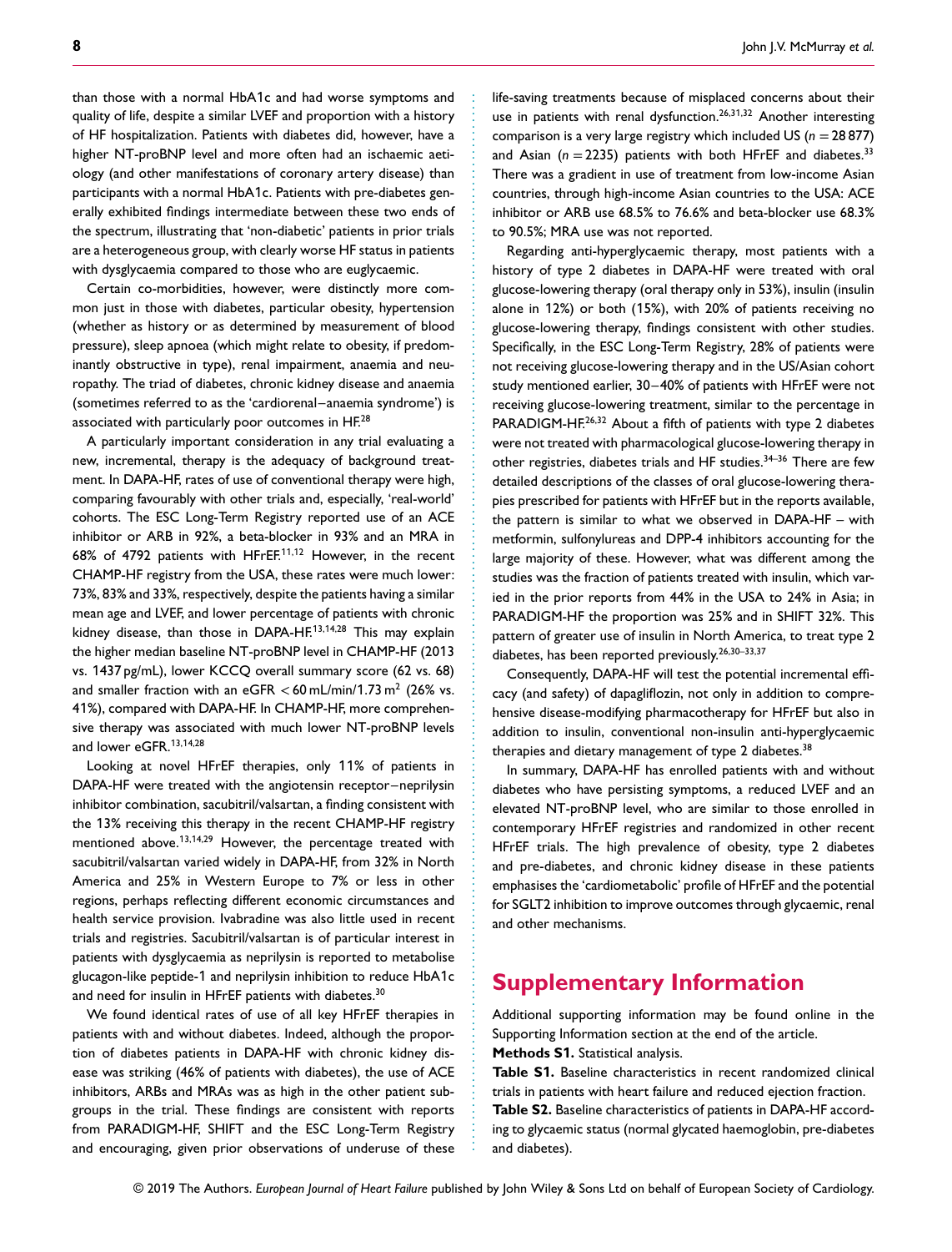than those with a normal HbA1c and had worse symptoms and quality of life, despite a similar LVEF and proportion with a history of HF hospitalization. Patients with diabetes did, however, have a higher NT-proBNP level and more often had an ischaemic aetiology (and other manifestations of coronary artery disease) than participants with a normal HbA1c. Patients with pre-diabetes generally exhibited findings intermediate between these two ends of the spectrum, illustrating that 'non-diabetic' patients in prior trials are a heterogeneous group, with clearly worse HF status in patients with dysglycaemia compared to those who are euglycaemic.

Certain co-morbidities, however, were distinctly more common just in those with diabetes, particular obesity, hypertension (whether as history or as determined by measurement of blood pressure), sleep apnoea (which might relate to obesity, if predominantly obstructive in type), renal impairment, anaemia and neuropathy. The triad of diabetes, chronic kidney disease and anaemia (sometimes referred to as the 'cardiorenal–anaemia syndrome') is associated with particularly poor outcomes in HF.[28]

A particularly important consideration in any trial evaluating a new, incremental, therapy is the adequacy of background treatment. In DAPA-HF, rates of use of conventional therapy were high, comparing favourably with other trials and, especially, 'real-world' cohorts. The ESC Long-Term Registry reported use of an ACE inhibitor or ARB in 92%, a beta-blocker in 93% and an MRA in 68% of 4792 patients with HFrEF.[11,12] However, in the recent CHAMP-HF registry from the USA, these rates were much lower: 73%, 83% and 33%, respectively, despite the patients having a similar mean age and LVEF, and lower percentage of patients with chronic kidney disease, than those in DAPA-HF.[13,14,28] This may explain the higher median baseline NT-proBNP level in CHAMP-HF (2013 vs. 1437 pg/mL), lower KCCQ overall summary score (62 vs. 68) and smaller fraction with an eGFR $< 60\,\text{mL/min}/1.73\,\text{m}^2$ (26% vs. 41%), compared with DAPA-HF. In CHAMP-HF, more comprehensive therapy was associated with much lower NT-proBNP levels and lower eGFR.[13,14,28]

Looking at novel HFrEF therapies, only 11% of patients in DAPA-HF were treated with the angiotensin receptor–neprilysin inhibitor combination, sacubitril/valsartan, a finding consistent with the 13% receiving this therapy in the recent CHAMP-HF registry mentioned above.[13,14,29] However, the percentage treated with sacubitril/valsartan varied widely in DAPA-HF, from 32% in North America and 25% in Western Europe to 7% or less in other regions, perhaps reflecting different economic circumstances and health service provision. Ivabradine was also little used in recent trials and registries. Sacubitril/valsartan is of particular interest in patients with dysglycaemia as neprilysin is reported to metabolise glucagon-like peptide-1 and neprilysin inhibition to reduce HbA1c and need for insulin in HFrEF patients with diabetes.[30]

We found identical rates of use of all key HFrEF therapies in patients with and without diabetes. Indeed, although the proportion of diabetes patients in DAPA-HF with chronic kidney disease was striking (46% of patients with diabetes), the use of ACE inhibitors, ARBs and MRAs was as high in the other patient subgroups in the trial. These findings are consistent with reports from PARADIGM-HF, SHIFT and the ESC Long-Term Registry and encouraging, given prior observations of underuse of these life-saving treatments because of misplaced concerns about their use in patients with renal dysfunction.[26,31,32] Another interesting comparison is a very large registry which included US ($n = 28\,877$) and Asian ($n = 2235$) patients with both HFrEF and diabetes.[33] There was a gradient in use of treatment from low-income Asian countries, through high-income Asian countries to the USA: ACE inhibitor or ARB use 68.5% to 76.6% and beta-blocker use 68.3% to 90.5%; MRA use was not reported.

Regarding anti-hyperglycaemic therapy, most patients with a history of type 2 diabetes in DAPA-HF were treated with oral glucose-lowering therapy (oral therapy only in 53%), insulin (insulin alone in 12%) or both (15%), with 20% of patients receiving no glucose-lowering therapy, findings consistent with other studies. Specifically, in the ESC Long-Term Registry, 28% of patients were not receiving glucose-lowering therapy and in the US/Asian cohort study mentioned earlier, 30–40% of patients with HFrEF were not receiving glucose-lowering treatment, similar to the percentage in PARADIGM-HF.[26,32] About a fifth of patients with type 2 diabetes were not treated with pharmacological glucose-lowering therapy in other registries, diabetes trials and HF studies.[34–36] There are few detailed descriptions of the classes of oral glucose-lowering therapies prescribed for patients with HFrEF but in the reports available, the pattern is similar to what we observed in DAPA-HF – with metformin, sulfonylureas and DPP-4 inhibitors accounting for the large majority of these. However, what was different among the studies was the fraction of patients treated with insulin, which varied in the prior reports from 44% in the USA to 24% in Asia; in PARADIGM-HF the proportion was 25% and in SHIFT 32%. This pattern of greater use of insulin in North America, to treat type 2 diabetes, has been reported previously.[26,30–33,37]

Consequently, DAPA-HF will test the potential incremental efficacy (and safety) of dapagliflozin, not only in addition to comprehensive disease-modifying pharmacotherapy for HFrEF but also in addition to insulin, conventional non-insulin anti-hyperglycaemic therapies and dietary management of type 2 diabetes.[38]

In summary, DAPA-HF has enrolled patients with and without diabetes who have persisting symptoms, a reduced LVEF and an elevated NT-proBNP level, who are similar to those enrolled in contemporary HFrEF registries and randomized in other recent HFrEF trials. The high prevalence of obesity, type 2 diabetes and pre-diabetes, and chronic kidney disease in these patients emphasises the 'cardiometabolic' profile of HFrEF and the potential for SGLT2 inhibition to improve outcomes through glycaemic, renal and other mechanisms.

# Supplementary Information

Additional supporting information may be found online in the Supporting Information section at the end of the article.

**Methods S1.** Statistical analysis.

**Table S1.** Baseline characteristics in recent randomized clinical trials in patients with heart failure and reduced ejection fraction.

**Table S2.** Baseline characteristics of patients in DAPA-HF according to glycaemic status (normal glycated haemoglobin, pre-diabetes and diabetes).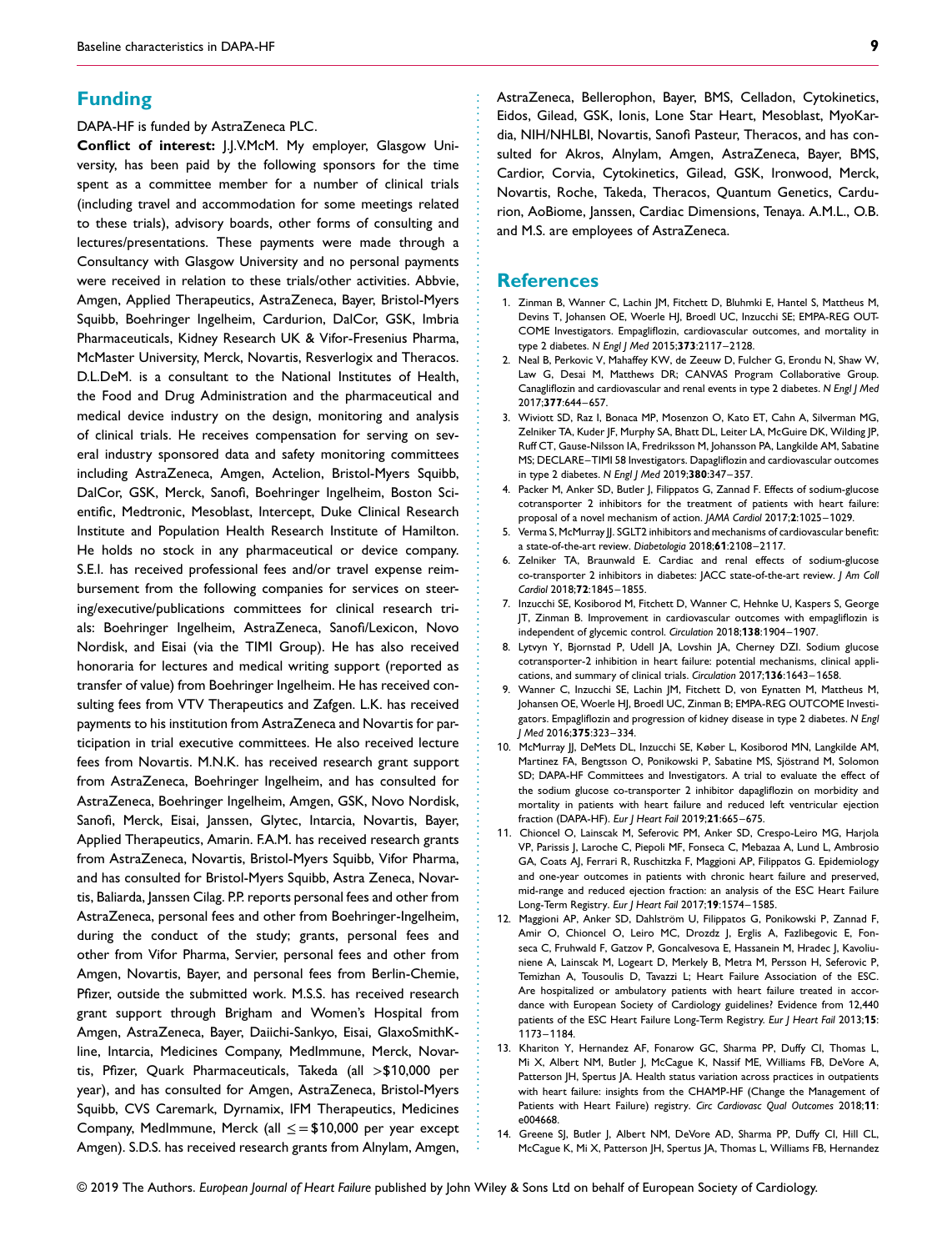## Funding

DAPA-HF is funded by AstraZeneca PLC.

**Conflict of interest:** J.J.V.McM. My employer, Glasgow University, has been paid by the following sponsors for the time spent as a committee member for a number of clinical trials (including travel and accommodation for some meetings related to these trials), advisory boards, other forms of consulting and lectures/presentations. These payments were made through a Consultancy with Glasgow University and no personal payments were received in relation to these trials/other activities. Abbvie, Amgen, Applied Therapeutics, AstraZeneca, Bayer, Bristol-Myers Squibb, Boehringer Ingelheim, Cardurion, DalCor, GSK, Imbria Pharmaceuticals, Kidney Research UK & Vifor-Fresenius Pharma, McMaster University, Merck, Novartis, Resverlogix and Theracos. D.L.DeM. is a consultant to the National Institutes of Health, the Food and Drug Administration and the pharmaceutical and medical device industry on the design, monitoring and analysis of clinical trials. He receives compensation for serving on several industry sponsored data and safety monitoring committees including AstraZeneca, Amgen, Actelion, Bristol-Myers Squibb, DalCor, GSK, Merck, Sanofi, Boehringer Ingelheim, Boston Scientific, Medtronic, Mesoblast, Intercept, Duke Clinical Research Institute and Population Health Research Institute of Hamilton. He holds no stock in any pharmaceutical or device company. S.E.I. has received professional fees and/or travel expense reimbursement from the following companies for services on steering/executive/publications committees for clinical research trials: Boehringer Ingelheim, AstraZeneca, Sanofi/Lexicon, Novo Nordisk, and Eisai (via the TIMI Group). He has also received honoraria for lectures and medical writing support (reported as transfer of value) from Boehringer Ingelheim. He has received consulting fees from VTV Therapeutics and Zafgen. L.K. has received payments to his institution from AstraZeneca and Novartis for participation in trial executive committees. He also received lecture fees from Novartis. M.N.K. has received research grant support from AstraZeneca, Boehringer Ingelheim, and has consulted for AstraZeneca, Boehringer Ingelheim, Amgen, GSK, Novo Nordisk, Sanofi, Merck, Eisai, Janssen, Glytec, Intarcia, Novartis, Bayer, Applied Therapeutics, Amarin. F.A.M. has received research grants from AstraZeneca, Novartis, Bristol-Myers Squibb, Vifor Pharma, and has consulted for Bristol-Myers Squibb, Astra Zeneca, Novartis, Baliarda, Janssen Cilag. P.P. reports personal fees and other from AstraZeneca, personal fees and other from Boehringer-Ingelheim, during the conduct of the study; grants, personal fees and other from Vifor Pharma, Servier, personal fees and other from Amgen, Novartis, Bayer, and personal fees from Berlin-Chemie, Pfizer, outside the submitted work. M.S.S. has received research grant support through Brigham and Women's Hospital from Amgen, AstraZeneca, Bayer, Daiichi-Sankyo, Eisai, GlaxoSmithKline, Intarcia, Medicines Company, MedImmune, Merck, Novartis, Pfizer, Quark Pharmaceuticals, Takeda (all >$10,000 per year), and has consulted for Amgen, AstraZeneca, Bristol-Myers Squibb, CVS Caremark, Dyrnamix, IFM Therapeutics, Medicines Company, MedImmune, Merck (all $\leq$=$10,000 per year except Amgen). S.D.S. has received research grants from Alnylam, Amgen, AstraZeneca, Bellerophon, Bayer, BMS, Celladon, Cytokinetics, Eidos, Gilead, GSK, Ionis, Lone Star Heart, Mesoblast, MyoKardia, NIH/NHLBI, Novartis, Sanofi Pasteur, Theracos, and has consulted for Akros, Alnylam, Amgen, AstraZeneca, Bayer, BMS, Cardior, Corvia, Cytokinetics, Gilead, GSK, Ironwood, Merck, Novartis, Roche, Takeda, Theracos, Quantum Genetics, Cardurion, AoBiome, Janssen, Cardiac Dimensions, Tenaya. A.M.L., O.B. and M.S. are employees of AstraZeneca.

## References

1. Zinman B, Wanner C, Lachin JM, Fitchett D, Bluhmki E, Hantel S, Mattheus M, Devins T, Johansen OE, Woerle HJ, Broedl UC, Inzucchi SE; EMPA-REG OUTCOME Investigators. Empagliflozin, cardiovascular outcomes, and mortality in type 2 diabetes. *N Engl J Med* 2015;**373**:2117–2128.
2. Neal B, Perkovic V, Mahaffey KW, de Zeeuw D, Fulcher G, Erondu N, Shaw W, Law G, Desai M, Matthews DR; CANVAS Program Collaborative Group. Canagliflozin and cardiovascular and renal events in type 2 diabetes. *N Engl J Med* 2017;**377**:644–657.
3. Wiviott SD, Raz I, Bonaca MP, Mosenzon O, Kato ET, Cahn A, Silverman MG, Zelniker TA, Kuder JF, Murphy SA, Bhatt DL, Leiter LA, McGuire DK, Wilding JP, Ruff CT, Gause-Nilsson IA, Fredriksson M, Johansson PA, Langkilde AM, Sabatine MS; DECLARE–TIMI 58 Investigators. Dapagliflozin and cardiovascular outcomes in type 2 diabetes. *N Engl J Med* 2019;**380**:347–357.
4. Packer M, Anker SD, Butler J, Filippatos G, Zannad F. Effects of sodium-glucose cotransporter 2 inhibitors for the treatment of patients with heart failure: proposal of a novel mechanism of action. *JAMA Cardiol* 2017;**2**:1025–1029.
5. Verma S, McMurray JJ. SGLT2 inhibitors and mechanisms of cardiovascular benefit: a state-of-the-art review. *Diabetologia* 2018;**61**:2108–2117.
6. Zelniker TA, Braunwald E. Cardiac and renal effects of sodium-glucose co-transporter 2 inhibitors in diabetes: JACC state-of-the-art review. *J Am Coll Cardiol* 2018;**72**:1845–1855.
7. Inzucchi SE, Kosiborod M, Fitchett D, Wanner C, Hehnke U, Kaspers S, George JT, Zinman B. Improvement in cardiovascular outcomes with empagliflozin is independent of glycemic control. *Circulation* 2018;**138**:1904–1907.
8. Lytvyn Y, Bjornstad P, Udell JA, Lovshin JA, Cherney DZI. Sodium glucose cotransporter-2 inhibition in heart failure: potential mechanisms, clinical applications, and summary of clinical trials. *Circulation* 2017;**136**:1643–1658.
9. Wanner C, Inzucchi SE, Lachin JM, Fitchett D, von Eynatten M, Mattheus M, Johansen OE, Woerle HJ, Broedl UC, Zinman B; EMPA-REG OUTCOME Investigators. Empagliflozin and progression of kidney disease in type 2 diabetes. *N Engl J Med* 2016;**375**:323–334.
10. McMurray JJ, DeMets DL, Inzucchi SE, Køber L, Kosiborod MN, Langkilde AM, Martinez FA, Bengtsson O, Ponikowski P, Sabatine MS, Sjöstrand M, Solomon SD; DAPA-HF Committees and Investigators. A trial to evaluate the effect of the sodium glucose co-transporter 2 inhibitor dapagliflozin on morbidity and mortality in patients with heart failure and reduced left ventricular ejection fraction (DAPA-HF). *Eur J Heart Fail* 2019;**21**:665–675.
11. Chioncel O, Lainscak M, Seferovic PM, Anker SD, Crespo-Leiro MG, Harjola VP, Parissis J, Laroche C, Piepoli MF, Fonseca C, Mebazaa A, Lund L, Ambrosio GA, Coats AJ, Ferrari R, Ruschitzka F, Maggioni AP, Filippatos G. Epidemiology and one-year outcomes in patients with chronic heart failure and preserved, mid-range and reduced ejection fraction: an analysis of the ESC Heart Failure Long-Term Registry. *Eur J Heart Fail* 2017;**19**:1574–1585.
12. Maggioni AP, Anker SD, Dahlström U, Filippatos G, Ponikowski P, Zannad F, Amir O, Chioncel O, Leiro MC, Drozdz J, Erglis A, Fazlibegovic E, Fonseca C, Fruhwald F, Gatzov P, Goncalvesova E, Hassanein M, Hradec J, Kavoliuniene A, Lainscak M, Logeart D, Merkely B, Metra M, Persson H, Seferovic P, Temizhan A, Tousoulis D, Tavazzi L; Heart Failure Association of the ESC. Are hospitalized or ambulatory patients with heart failure treated in accordance with European Society of Cardiology guidelines? Evidence from 12,440 patients of the ESC Heart Failure Long-Term Registry. *Eur J Heart Fail* 2013;**15**: 1173–1184.
13. Khariton Y, Hernandez AF, Fonarow GC, Sharma PP, Duffy CI, Thomas L, Mi X, Albert NM, Butler J, McCague K, Nassif ME, Williams FB, DeVore A, Patterson JH, Spertus JA. Health status variation across practices in outpatients with heart failure: insights from the CHAMP-HF (Change the Management of Patients with Heart Failure) registry. *Circ Cardiovasc Qual Outcomes* 2018;**11**: e004668.
14. Greene SJ, Butler J, Albert NM, DeVore AD, Sharma PP, Duffy CI, Hill CL, McCague K, Mi X, Patterson JH, Spertus JA, Thomas L, Williams FB, Hernandez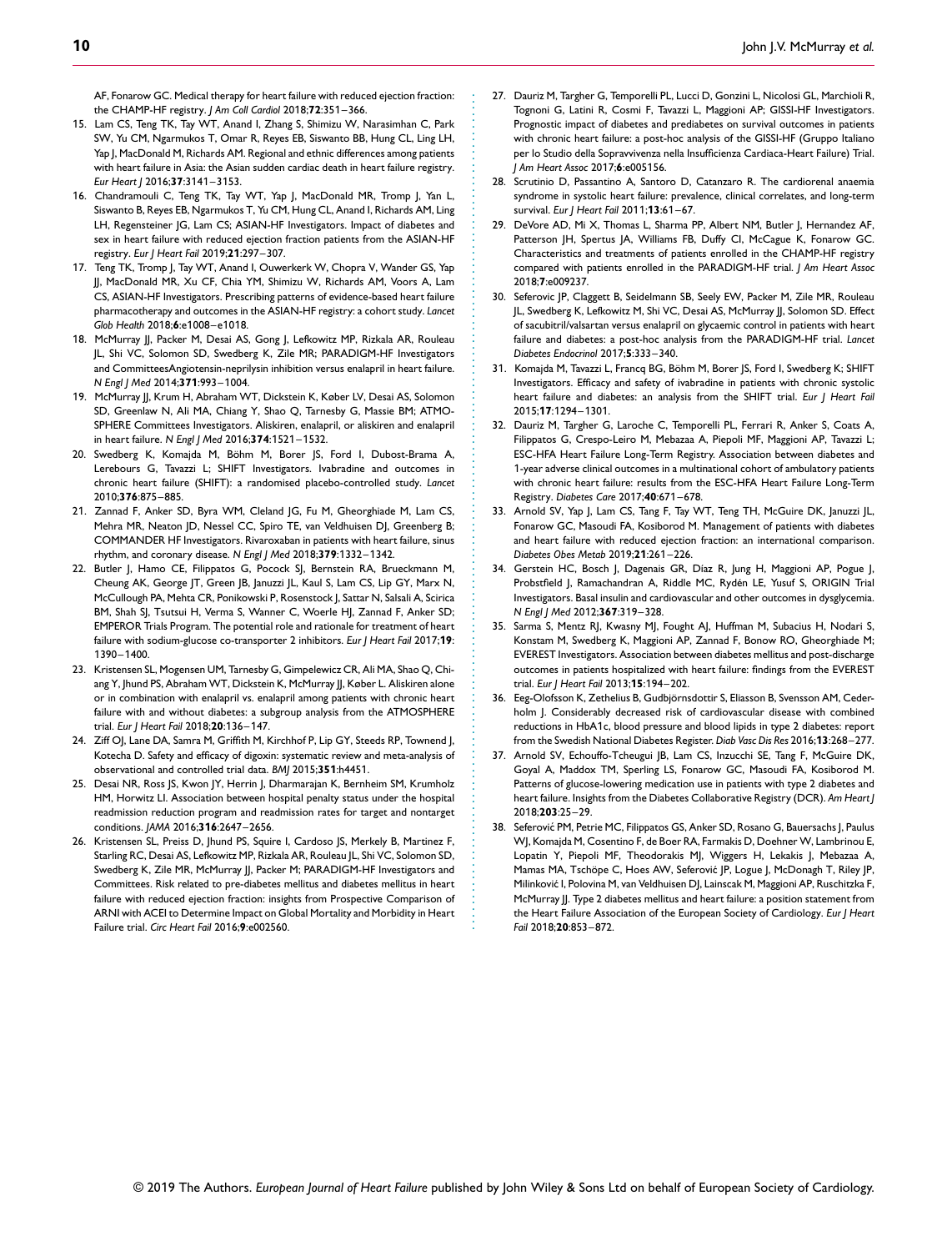AF, Fonarow GC. Medical therapy for heart failure with reduced ejection fraction: the CHAMP-HF registry. *J Am Coll Cardiol* 2018;**72**:351–366.

15. Lam CS, Teng TK, Tay WT, Anand I, Zhang S, Shimizu W, Narasimhan C, Park SW, Yu CM, Ngarmukos T, Omar R, Reyes EB, Siswanto BB, Hung CL, Ling LH, Yap J, MacDonald M, Richards AM. Regional and ethnic differences among patients with heart failure in Asia: the Asian sudden cardiac death in heart failure registry. *Eur Heart J* 2016;**37**:3141–3153.
16. Chandramouli C, Teng TK, Tay WT, Yap J, MacDonald MR, Tromp J, Yan L, Siswanto B, Reyes EB, Ngarmukos T, Yu CM, Hung CL, Anand I, Richards AM, Ling LH, Regensteiner JG, Lam CS; ASIAN-HF Investigators. Impact of diabetes and sex in heart failure with reduced ejection fraction patients from the ASIAN-HF registry. *Eur J Heart Fail* 2019;**21**:297–307.
17. Teng TK, Tromp J, Tay WT, Anand I, Ouwerkerk W, Chopra V, Wander GS, Yap JJ, MacDonald MR, Xu CF, Chia YM, Shimizu W, Richards AM, Voors A, Lam CS, ASIAN-HF Investigators. Prescribing patterns of evidence-based heart failure pharmacotherapy and outcomes in the ASIAN-HF registry: a cohort study. *Lancet Glob Health* 2018;**6**:e1008–e1018.
18. McMurray JJ, Packer M, Desai AS, Gong J, Lefkowitz MP, Rizkala AR, Rouleau JL, Shi VC, Solomon SD, Swedberg K, Zile MR; PARADIGM-HF Investigators and CommitteesAngiotensin-neprilysin inhibition versus enalapril in heart failure. *N Engl J Med* 2014;**371**:993–1004.
19. McMurray JJ, Krum H, Abraham WT, Dickstein K, Køber LV, Desai AS, Solomon SD, Greenlaw N, Ali MA, Chiang Y, Shao Q, Tarnesby G, Massie BM; ATMOSPHERE Committees Investigators. Aliskiren, enalapril, or aliskiren and enalapril in heart failure. *N Engl J Med* 2016;**374**:1521–1532.
20. Swedberg K, Komajda M, Böhm M, Borer JS, Ford I, Dubost-Brama A, Lerebours G, Tavazzi L; SHIFT Investigators. Ivabradine and outcomes in chronic heart failure (SHIFT): a randomised placebo-controlled study. *Lancet* 2010;**376**:875–885.
21. Zannad F, Anker SD, Byra WM, Cleland JG, Fu M, Gheorghiade M, Lam CS, Mehra MR, Neaton JD, Nessel CC, Spiro TE, van Veldhuisen DJ, Greenberg B; COMMANDER HF Investigators. Rivaroxaban in patients with heart failure, sinus rhythm, and coronary disease. *N Engl J Med* 2018;**379**:1332–1342.
22. Butler J, Hamo CE, Filippatos G, Pocock SJ, Bernstein RA, Brueckmann M, Cheung AK, George JT, Green JB, Januzzi JL, Kaul S, Lam CS, Lip GY, Marx N, McCullough PA, Mehta CR, Ponikowski P, Rosenstock J, Sattar N, Salsali A, Scirica BM, Shah SJ, Tsutsui H, Verma S, Wanner C, Woerle HJ, Zannad F, Anker SD; EMPEROR Trials Program. The potential role and rationale for treatment of heart failure with sodium-glucose co-transporter 2 inhibitors. *Eur J Heart Fail* 2017;**19**:1390–1400.
23. Kristensen SL, Mogensen UM, Tarnesby G, Gimpelewicz CR, Ali MA, Shao Q, Chiang Y, Jhund PS, Abraham WT, Dickstein K, McMurray JJ, Køber L. Aliskiren alone or in combination with enalapril vs. enalapril among patients with chronic heart failure with and without diabetes: a subgroup analysis from the ATMOSPHERE trial. *Eur J Heart Fail* 2018;**20**:136–147.
24. Ziff OJ, Lane DA, Samra M, Griffith M, Kirchhof P, Lip GY, Steeds RP, Townend J, Kotecha D. Safety and efficacy of digoxin: systematic review and meta-analysis of observational and controlled trial data. *BMJ* 2015;**351**:h4451.
25. Desai NR, Ross JS, Kwon JY, Herrin J, Dharmarajan K, Bernheim SM, Krumholz HM, Horwitz LI. Association between hospital penalty status under the hospital readmission reduction program and readmission rates for target and nontarget conditions. *JAMA* 2016;**316**:2647–2656.
26. Kristensen SL, Preiss D, Jhund PS, Squire I, Cardoso JS, Merkely B, Martinez F, Starling RC, Desai AS, Lefkowitz MP, Rizkala AR, Rouleau JL, Shi VC, Solomon SD, Swedberg K, Zile MR, McMurray JJ, Packer M; PARADIGM-HF Investigators and Committees. Risk related to pre-diabetes mellitus and diabetes mellitus in heart failure with reduced ejection fraction: insights from Prospective Comparison of ARNI with ACEI to Determine Impact on Global Mortality and Morbidity in Heart Failure trial. *Circ Heart Fail* 2016;**9**:e002560.
27. Dauriz M, Targher G, Temporelli PL, Lucci D, Gonzini L, Nicolosi GL, Marchioli R, Tognoni G, Latini R, Cosmi F, Tavazzi L, Maggioni AP; GISSI-HF Investigators. Prognostic impact of diabetes and prediabetes on survival outcomes in patients with chronic heart failure: a post-hoc analysis of the GISSI-HF (Gruppo Italiano per lo Studio della Sopravvivenza nella Insufficienza Cardiaca-Heart Failure) Trial. *J Am Heart Assoc* 2017;**6**:e005156.
28. Scrutinio D, Passantino A, Santoro D, Catanzaro R. The cardiorenal anaemia syndrome in systolic heart failure: prevalence, clinical correlates, and long-term survival. *Eur J Heart Fail* 2011;**13**:61–67.
29. DeVore AD, Mi X, Thomas L, Sharma PP, Albert NM, Butler J, Hernandez AF, Patterson JH, Spertus JA, Williams FB, Duffy CI, McCague K, Fonarow GC. Characteristics and treatments of patients enrolled in the CHAMP-HF registry compared with patients enrolled in the PARADIGM-HF trial. *J Am Heart Assoc* 2018;**7**:e009237.
30. Seferovic JP, Claggett B, Seidelmann SB, Seely EW, Packer M, Zile MR, Rouleau JL, Swedberg K, Lefkowitz M, Shi VC, Desai AS, McMurray JJ, Solomon SD. Effect of sacubitril/valsartan versus enalapril on glycaemic control in patients with heart failure and diabetes: a post-hoc analysis from the PARADIGM-HF trial. *Lancet Diabetes Endocrinol* 2017;**5**:333–340.
31. Komajda M, Tavazzi L, Francq BG, Böhm M, Borer JS, Ford I, Swedberg K; SHIFT Investigators. Efficacy and safety of ivabradine in patients with chronic systolic heart failure and diabetes: an analysis from the SHIFT trial. *Eur J Heart Fail* 2015;**17**:1294–1301.
32. Dauriz M, Targher G, Laroche C, Temporelli PL, Ferrari R, Anker S, Coats A, Filippatos G, Crespo-Leiro M, Mebazaa A, Piepoli MF, Maggioni AP, Tavazzi L; ESC-HFA Heart Failure Long-Term Registry. Association between diabetes and 1-year adverse clinical outcomes in a multinational cohort of ambulatory patients with chronic heart failure: results from the ESC-HFA Heart Failure Long-Term Registry. *Diabetes Care* 2017;**40**:671–678.
33. Arnold SV, Yap J, Lam CS, Tang F, Tay WT, Teng TH, McGuire DK, Januzzi JL, Fonarow GC, Masoudi FA, Kosiborod M. Management of patients with diabetes and heart failure with reduced ejection fraction: an international comparison. *Diabetes Obes Metab* 2019;**21**:261–226.
34. Gerstein HC, Bosch J, Dagenais GR, Díaz R, Jung H, Maggioni AP, Pogue J, Probstfield J, Ramachandran A, Riddle MC, Rydén LE, Yusuf S, ORIGIN Trial Investigators. Basal insulin and cardiovascular and other outcomes in dysglycemia. *N Engl J Med* 2012;**367**:319–328.
35. Sarma S, Mentz RJ, Kwasny MJ, Fought AJ, Huffman M, Subacius H, Nodari S, Konstam M, Swedberg K, Maggioni AP, Zannad F, Bonow RO, Gheorghiade M; EVEREST Investigators. Association between diabetes mellitus and post-discharge outcomes in patients hospitalized with heart failure: findings from the EVEREST trial. *Eur J Heart Fail* 2013;**15**:194–202.
36. Eeg-Olofsson K, Zethelius B, Gudbjörnsdottir S, Eliasson B, Svensson AM, Cederholm J. Considerably decreased risk of cardiovascular disease with combined reductions in HbA1c, blood pressure and blood lipids in type 2 diabetes: report from the Swedish National Diabetes Register. *Diab Vasc Dis Res* 2016;**13**:268–277.
37. Arnold SV, Echouffo-Tcheugui JB, Lam CS, Inzucchi SE, Tang F, McGuire DK, Goyal A, Maddox TM, Sperling LS, Fonarow GC, Masoudi FA, Kosiborod M. Patterns of glucose-lowering medication use in patients with type 2 diabetes and heart failure. Insights from the Diabetes Collaborative Registry (DCR). *Am Heart J* 2018;**203**:25–29.
38. Seferović PM, Petrie MC, Filippatos GS, Anker SD, Rosano G, Bauersachs J, Paulus WJ, Komajda M, Cosentino F, de Boer RA, Farmakis D, Doehner W, Lambrinou E, Lopatin Y, Piepoli MF, Theodorakis MJ, Wiggers H, Lekakis J, Mebazaa A, Mamas MA, Tschöpe C, Hoes AW, Seferović JP, Logue J, McDonagh T, Riley JP, Milinković I, Polovina M, van Veldhuisen DJ, Lainscak M, Maggioni AP, Ruschitzka F, McMurray JJ. Type 2 diabetes mellitus and heart failure: a position statement from the Heart Failure Association of the European Society of Cardiology. *Eur J Heart Fail* 2018;**20**:853–872.